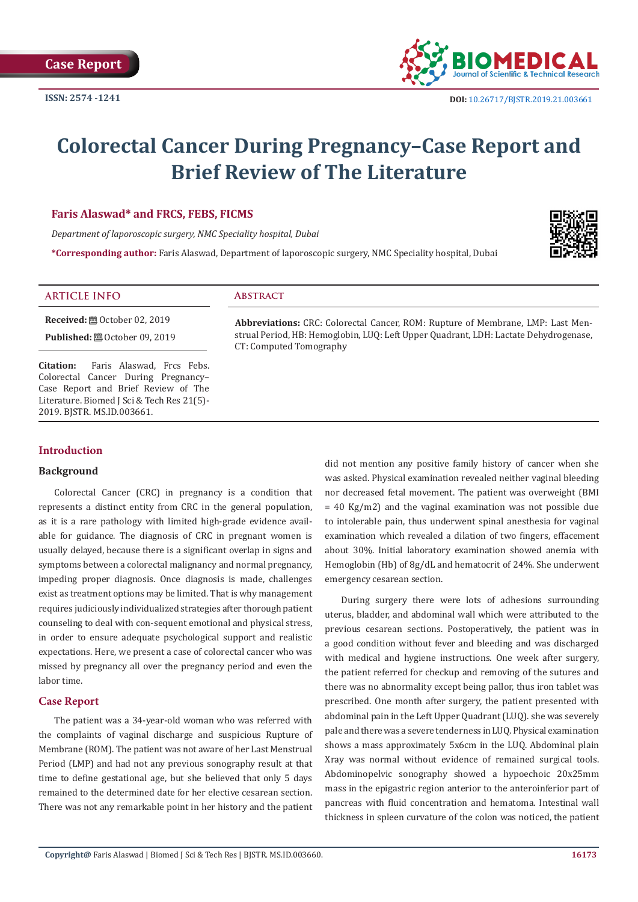Case Report

ISSN: 2574 -1241

DOI: 10.26717/BJSTR.2019.21.003661

# Colorectal Cancer During Pregnancy–Case Report and Brief Review of The Literature

**Faris Alaswad* and FRCS, FEBS, FICMS**

*Department of laporoscopic surgery, NMC Speciality hospital, Dubai*

***Corresponding author:** Faris Alaswad, Department of laporoscopic surgery, NMC Speciality hospital, Dubai

## ARTICLE INFO

**Received:** October 02, 2019

**Published:** October 09, 2019

**Citation:** Faris Alaswad, Frcs Febs. Colorectal Cancer During Pregnancy–Case Report and Brief Review of The Literature. Biomed J Sci & Tech Res 21(5)-2019. BJSTR. MS.ID.003661.

## Abstract

**Abbreviations:** CRC: Colorectal Cancer, ROM: Rupture of Membrane, LMP: Last Menstrual Period, HB: Hemoglobin, LUQ: Left Upper Quadrant, LDH: Lactate Dehydrogenase, CT: Computed Tomography

## Introduction

### Background

Colorectal Cancer (CRC) in pregnancy is a condition that represents a distinct entity from CRC in the general population, as it is a rare pathology with limited high-grade evidence available for guidance. The diagnosis of CRC in pregnant women is usually delayed, because there is a significant overlap in signs and symptoms between a colorectal malignancy and normal pregnancy, impeding proper diagnosis. Once diagnosis is made, challenges exist as treatment options may be limited. That is why management requires judiciously individualized strategies after thorough patient counseling to deal with con-sequent emotional and physical stress, in order to ensure adequate psychological support and realistic expectations. Here, we present a case of colorectal cancer who was missed by pregnancy all over the pregnancy period and even the labor time.

## Case Report

The patient was a 34-year-old woman who was referred with the complaints of vaginal discharge and suspicious Rupture of Membrane (ROM). The patient was not aware of her Last Menstrual Period (LMP) and had not any previous sonography result at that time to define gestational age, but she believed that only 5 days remained to the determined date for her elective cesarean section. There was not any remarkable point in her history and the patient did not mention any positive family history of cancer when she was asked. Physical examination revealed neither vaginal bleeding nor decreased fetal movement. The patient was overweight (BMI = 40 Kg/m2) and the vaginal examination was not possible due to intolerable pain, thus underwent spinal anesthesia for vaginal examination which revealed a dilation of two fingers, effacement about 30%. Initial laboratory examination showed anemia with Hemoglobin (Hb) of 8g/dL and hematocrit of 24%. She underwent emergency cesarean section.

During surgery there were lots of adhesions surrounding uterus, bladder, and abdominal wall which were attributed to the previous cesarean sections. Postoperatively, the patient was in a good condition without fever and bleeding and was discharged with medical and hygiene instructions. One week after surgery, the patient referred for checkup and removing of the sutures and there was no abnormality except being pallor, thus iron tablet was prescribed. One month after surgery, the patient presented with abdominal pain in the Left Upper Quadrant (LUQ). she was severely pale and there was a severe tenderness in LUQ. Physical examination shows a mass approximately 5x6cm in the LUQ. Abdominal plain Xray was normal without evidence of remained surgical tools. Abdominopelvic sonography showed a hypoechoic 20x25mm mass in the epigastric region anterior to the anteroinferior part of pancreas with fluid concentration and hematoma. Intestinal wall thickness in spleen curvature of the colon was noticed, the patient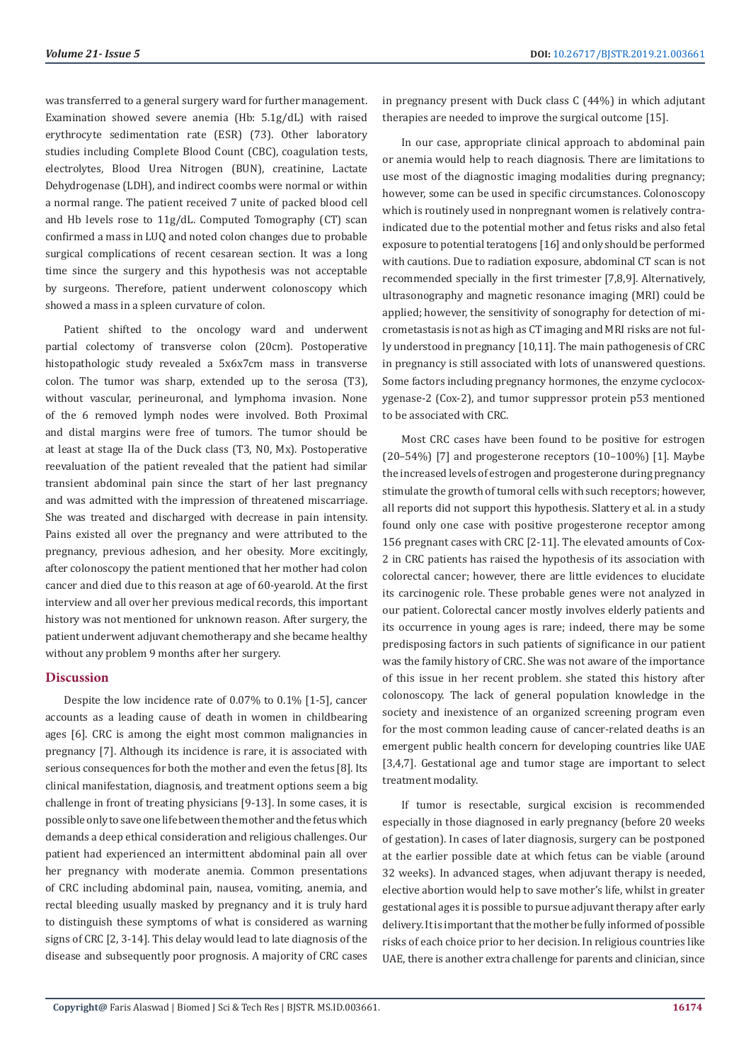was transferred to a general surgery ward for further management. Examination showed severe anemia (Hb: 5.1g/dL) with raised erythrocyte sedimentation rate (ESR) (73). Other laboratory studies including Complete Blood Count (CBC), coagulation tests, electrolytes, Blood Urea Nitrogen (BUN), creatinine, Lactate Dehydrogenase (LDH), and indirect coombs were normal or within a normal range. The patient received 7 unite of packed blood cell and Hb levels rose to 11g/dL. Computed Tomography (CT) scan confirmed a mass in LUQ and noted colon changes due to probable surgical complications of recent cesarean section. It was a long time since the surgery and this hypothesis was not acceptable by surgeons. Therefore, patient underwent colonoscopy which showed a mass in a spleen curvature of colon.

Patient shifted to the oncology ward and underwent partial colectomy of transverse colon (20cm). Postoperative histopathologic study revealed a 5x6x7cm mass in transverse colon. The tumor was sharp, extended up to the serosa (T3), without vascular, perineuronal, and lymphoma invasion. None of the 6 removed lymph nodes were involved. Both Proximal and distal margins were free of tumors. The tumor should be at least at stage IIa of the Duck class (T3, N0, Mx). Postoperative reevaluation of the patient revealed that the patient had similar transient abdominal pain since the start of her last pregnancy and was admitted with the impression of threatened miscarriage. She was treated and discharged with decrease in pain intensity. Pains existed all over the pregnancy and were attributed to the pregnancy, previous adhesion, and her obesity. More excitingly, after colonoscopy the patient mentioned that her mother had colon cancer and died due to this reason at age of 60-yearold. At the first interview and all over her previous medical records, this important history was not mentioned for unknown reason. After surgery, the patient underwent adjuvant chemotherapy and she became healthy without any problem 9 months after her surgery.

## Discussion

Despite the low incidence rate of 0.07% to 0.1% [1-5], cancer accounts as a leading cause of death in women in childbearing ages [6]. CRC is among the eight most common malignancies in pregnancy [7]. Although its incidence is rare, it is associated with serious consequences for both the mother and even the fetus [8]. Its clinical manifestation, diagnosis, and treatment options seem a big challenge in front of treating physicians [9-13]. In some cases, it is possible only to save one life between the mother and the fetus which demands a deep ethical consideration and religious challenges. Our patient had experienced an intermittent abdominal pain all over her pregnancy with moderate anemia. Common presentations of CRC including abdominal pain, nausea, vomiting, anemia, and rectal bleeding usually masked by pregnancy and it is truly hard to distinguish these symptoms of what is considered as warning signs of CRC [2, 3-14]. This delay would lead to late diagnosis of the disease and subsequently poor prognosis. A majority of CRC cases in pregnancy present with Duck class C (44%) in which adjutant therapies are needed to improve the surgical outcome [15].

In our case, appropriate clinical approach to abdominal pain or anemia would help to reach diagnosis. There are limitations to use most of the diagnostic imaging modalities during pregnancy; however, some can be used in specific circumstances. Colonoscopy which is routinely used in nonpregnant women is relatively contraindicated due to the potential mother and fetus risks and also fetal exposure to potential teratogens [16] and only should be performed with cautions. Due to radiation exposure, abdominal CT scan is not recommended specially in the first trimester [7,8,9]. Alternatively, ultrasonography and magnetic resonance imaging (MRI) could be applied; however, the sensitivity of sonography for detection of micrometastasis is not as high as CT imaging and MRI risks are not fully understood in pregnancy [10,11]. The main pathogenesis of CRC in pregnancy is still associated with lots of unanswered questions. Some factors including pregnancy hormones, the enzyme cyclocoxygenase-2 (Cox-2), and tumor suppressor protein p53 mentioned to be associated with CRC.

Most CRC cases have been found to be positive for estrogen (20–54%) [7] and progesterone receptors (10–100%) [1]. Maybe the increased levels of estrogen and progesterone during pregnancy stimulate the growth of tumoral cells with such receptors; however, all reports did not support this hypothesis. Slattery et al. in a study found only one case with positive progesterone receptor among 156 pregnant cases with CRC [2-11]. The elevated amounts of Cox-2 in CRC patients has raised the hypothesis of its association with colorectal cancer; however, there are little evidences to elucidate its carcinogenic role. These probable genes were not analyzed in our patient. Colorectal cancer mostly involves elderly patients and its occurrence in young ages is rare; indeed, there may be some predisposing factors in such patients of significance in our patient was the family history of CRC. She was not aware of the importance of this issue in her recent problem. she stated this history after colonoscopy. The lack of general population knowledge in the society and inexistence of an organized screening program even for the most common leading cause of cancer-related deaths is an emergent public health concern for developing countries like UAE [3,4,7]. Gestational age and tumor stage are important to select treatment modality.

If tumor is resectable, surgical excision is recommended especially in those diagnosed in early pregnancy (before 20 weeks of gestation). In cases of later diagnosis, surgery can be postponed at the earlier possible date at which fetus can be viable (around 32 weeks). In advanced stages, when adjuvant therapy is needed, elective abortion would help to save mother's life, whilst in greater gestational ages it is possible to pursue adjuvant therapy after early delivery. It is important that the mother be fully informed of possible risks of each choice prior to her decision. In religious countries like UAE, there is another extra challenge for parents and clinician, since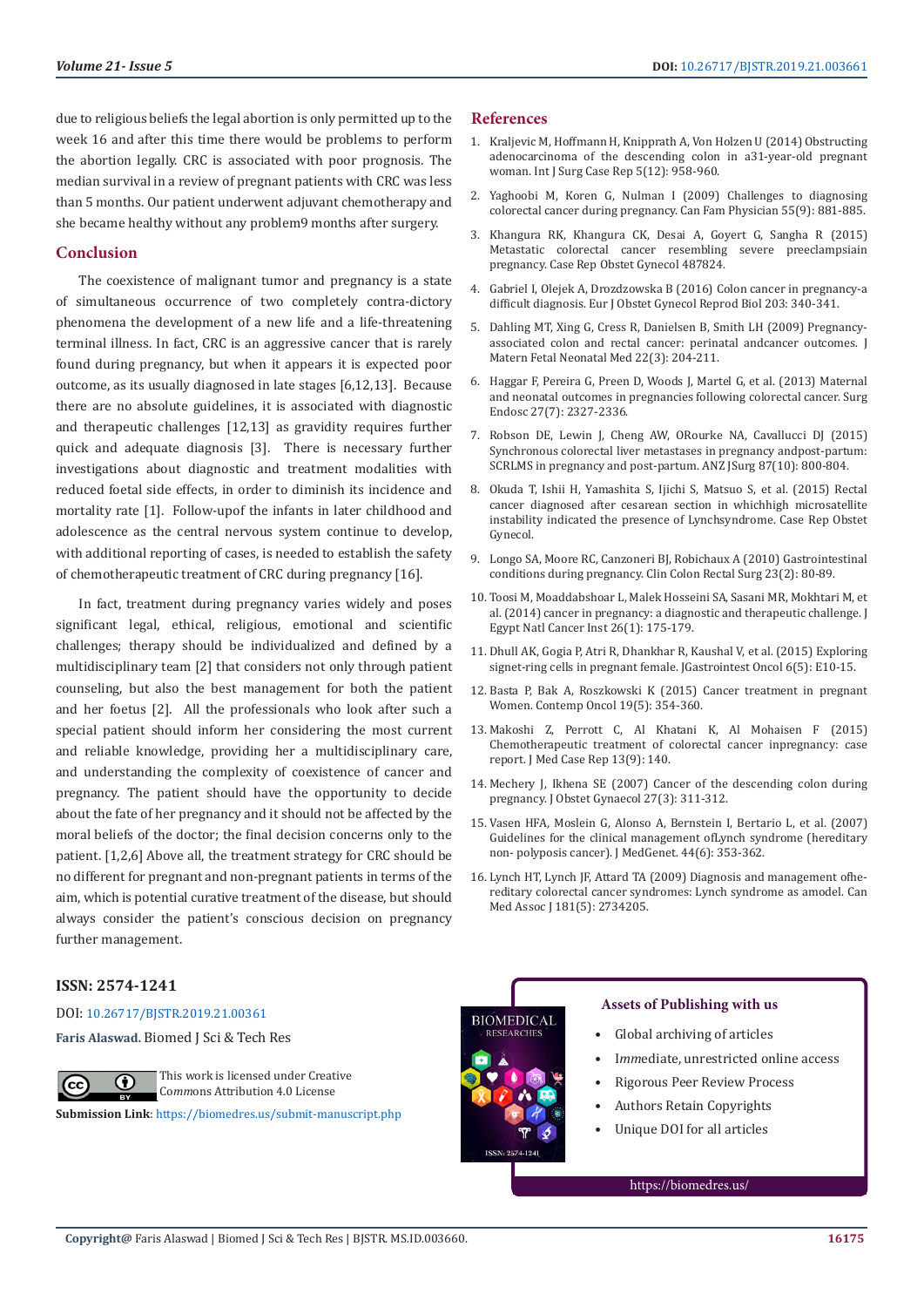due to religious beliefs the legal abortion is only permitted up to the week 16 and after this time there would be problems to perform the abortion legally. CRC is associated with poor prognosis. The median survival in a review of pregnant patients with CRC was less than 5 months. Our patient underwent adjuvant chemotherapy and she became healthy without any problem9 months after surgery.

## Conclusion

The coexistence of malignant tumor and pregnancy is a state of simultaneous occurrence of two completely contra-dictory phenomena the development of a new life and a life-threatening terminal illness. In fact, CRC is an aggressive cancer that is rarely found during pregnancy, but when it appears it is expected poor outcome, as its usually diagnosed in late stages [6,12,13]. Because there are no absolute guidelines, it is associated with diagnostic and therapeutic challenges [12,13] as gravidity requires further quick and adequate diagnosis [3]. There is necessary further investigations about diagnostic and treatment modalities with reduced foetal side effects, in order to diminish its incidence and mortality rate [1]. Follow-upof the infants in later childhood and adolescence as the central nervous system continue to develop, with additional reporting of cases, is needed to establish the safety of chemotherapeutic treatment of CRC during pregnancy [16].

In fact, treatment during pregnancy varies widely and poses significant legal, ethical, religious, emotional and scientific challenges; therapy should be individualized and defined by a multidisciplinary team [2] that considers not only through patient counseling, but also the best management for both the patient and her foetus [2]. All the professionals who look after such a special patient should inform her considering the most current and reliable knowledge, providing her a multidisciplinary care, and understanding the complexity of coexistence of cancer and pregnancy. The patient should have the opportunity to decide about the fate of her pregnancy and it should not be affected by the moral beliefs of the doctor; the final decision concerns only to the patient. [1,2,6] Above all, the treatment strategy for CRC should be no different for pregnant and non-pregnant patients in terms of the aim, which is potential curative treatment of the disease, but should always consider the patient's conscious decision on pregnancy further management.

## References

1. Kraljevic M, Hoffmann H, Knipprath A, Von Holzen U (2014) Obstructing adenocarcinoma of the descending colon in a31-year-old pregnant woman. Int J Surg Case Rep 5(12): 958-960.
2. Yaghoobi M, Koren G, Nulman I (2009) Challenges to diagnosing colorectal cancer during pregnancy. Can Fam Physician 55(9): 881-885.
3. Khangura RK, Khangura CK, Desai A, Goyert G, Sangha R (2015) Metastatic colorectal cancer resembling severe preeclampsiain pregnancy. Case Rep Obstet Gynecol 487824.
4. Gabriel I, Olejek A, Drozdzowska B (2016) Colon cancer in pregnancy-a difficult diagnosis. Eur J Obstet Gynecol Reprod Biol 203: 340-341.
5. Dahling MT, Xing G, Cress R, Danielsen B, Smith LH (2009) Pregnancy-associated colon and rectal cancer: perinatal andcancer outcomes. J Matern Fetal Neonatal Med 22(3): 204-211.
6. Haggar F, Pereira G, Preen D, Woods J, Martel G, et al. (2013) Maternal and neonatal outcomes in pregnancies following colorectal cancer. Surg Endosc 27(7): 2327-2336.
7. Robson DE, Lewin J, Cheng AW, ORourke NA, Cavallucci DJ (2015) Synchronous colorectal liver metastases in pregnancy andpost-partum: SCRLMS in pregnancy and post-partum. ANZ JSurg 87(10): 800-804.
8. Okuda T, Ishii H, Yamashita S, Ijichi S, Matsuo S, et al. (2015) Rectal cancer diagnosed after cesarean section in whichhigh microsatellite instability indicated the presence of Lynchsyndrome. Case Rep Obstet Gynecol.
9. Longo SA, Moore RC, Canzoneri BJ, Robichaux A (2010) Gastrointestinal conditions during pregnancy. Clin Colon Rectal Surg 23(2): 80-89.
10. Toosi M, Moaddabshoar L, Malek Hosseini SA, Sasani MR, Mokhtari M, et al. (2014) cancer in pregnancy: a diagnostic and therapeutic challenge. J Egypt Natl Cancer Inst 26(1): 175-179.
11. Dhull AK, Gogia P, Atri R, Dhankhar R, Kaushal V, et al. (2015) Exploring signet-ring cells in pregnant female. JGastrointest Oncol 6(5): E10-15.
12. Basta P, Bak A, Roszkowski K (2015) Cancer treatment in pregnant Women. Contemp Oncol 19(5): 354-360.
13. Makoshi Z, Perrott C, Al Khatani K, Al Mohaisen F (2015) Chemotherapeutic treatment of colorectal cancer inpregnancy: case report. J Med Case Rep 13(9): 140.
14. Mechery J, Ikhena SE (2007) Cancer of the descending colon during pregnancy. J Obstet Gynaecol 27(3): 311-312.
15. Vasen HFA, Moslein G, Alonso A, Bernstein I, Bertario L, et al. (2007) Guidelines for the clinical management ofLynch syndrome (hereditary non- polyposis cancer). J MedGenet. 44(6): 353-362.
16. Lynch HT, Lynch JF, Attard TA (2009) Diagnosis and management ofhe-reditary colorectal cancer syndromes: Lynch syndrome as amodel. Can Med Assoc J 181(5): 2734205.

**ISSN: 2574-1241**

DOI: 10.26717/BJSTR.2019.21.00361

**Faris Alaswad.** Biomed J Sci & Tech Res

This work is licensed under Creative Commons Attribution 4.0 License

**Submission Link**: https://biomedres.us/submit-manuscript.php

### Assets of Publishing with us

- Global archiving of articles
- Immediate, unrestricted online access
- Rigorous Peer Review Process
- Authors Retain Copyrights
- Unique DOI for all articles

https://biomedres.us/